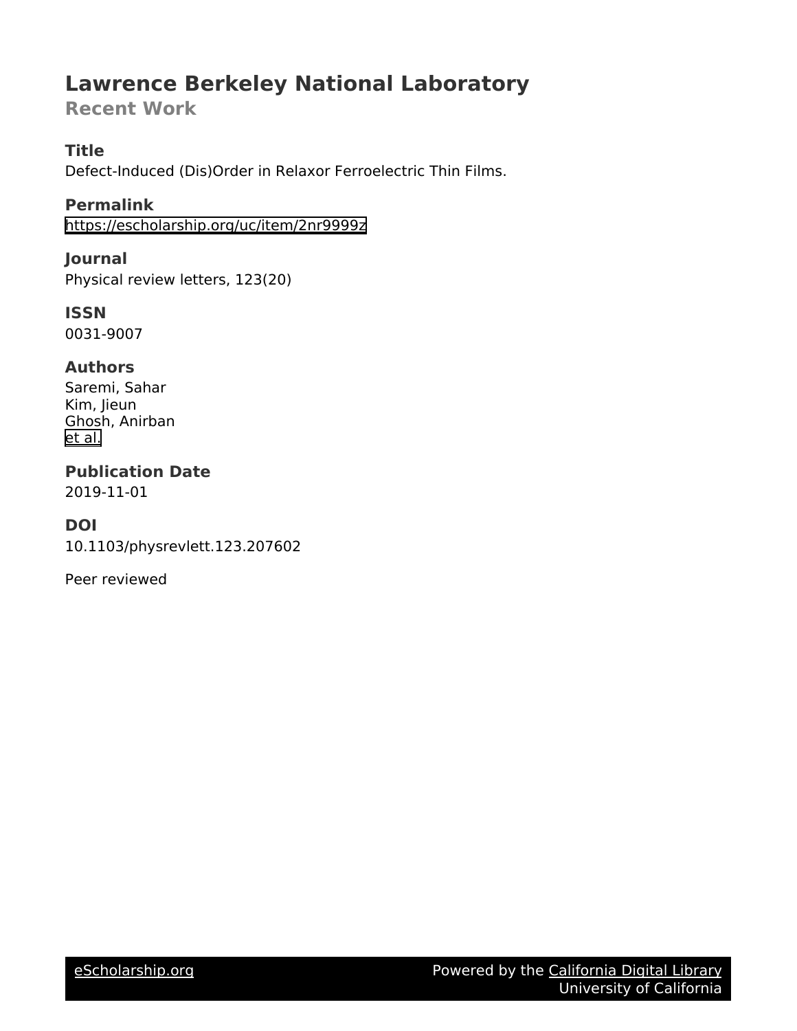# Lawrence Berkeley National Laboratory

## Recent Work

### Title

Defect-Induced (Dis)Order in Relaxor Ferroelectric Thin Films.

### Permalink

https://escholarship.org/uc/item/2nr9999z

### Journal

Physical review letters, 123(20)

### ISSN

0031-9007

### Authors

Saremi, Sahar
Kim, Jieun
Ghosh, Anirban
et al.

### Publication Date

2019-11-01

### DOI

10.1103/physrevlett.123.207602

Peer reviewed

eScholarship.org Powered by the California Digital Library University of California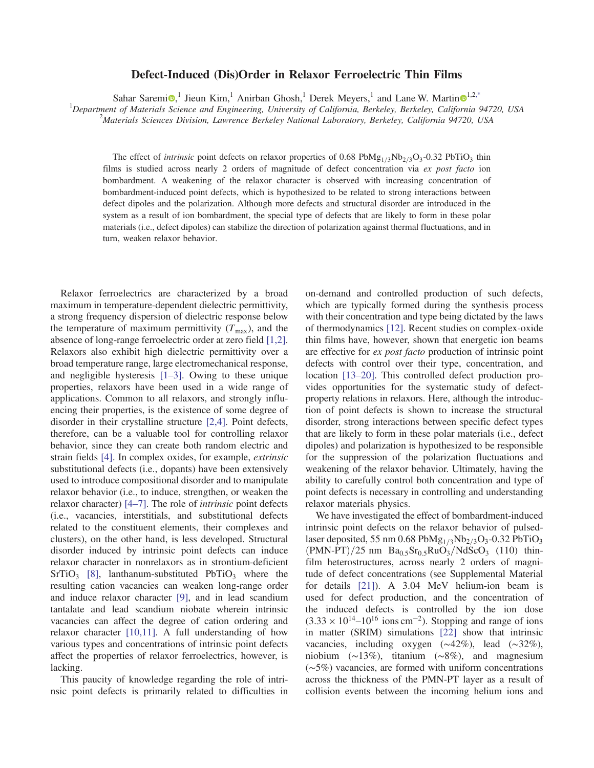# Defect-Induced (Dis)Order in Relaxor Ferroelectric Thin Films

Sahar Saremi,[1] Jieun Kim,[1] Anirban Ghosh,[1] Derek Meyers,[1] and Lane W. Martin[1,2,*]

[1]*Department of Materials Science and Engineering, University of California, Berkeley, Berkeley, California 94720, USA*
[2]*Materials Sciences Division, Lawrence Berkeley National Laboratory, Berkeley, California 94720, USA*

The effect of *intrinsic* point defects on relaxor properties of 0.68 $PbMg_{1/3}Nb_{2/3}O_3$-0.32 $PbTiO_3$ thin films is studied across nearly 2 orders of magnitude of defect concentration via *ex post facto* ion bombardment. A weakening of the relaxor character is observed with increasing concentration of bombardment-induced point defects, which is hypothesized to be related to strong interactions between defect dipoles and the polarization. Although more defects and structural disorder are introduced in the system as a result of ion bombardment, the special type of defects that are likely to form in these polar materials (i.e., defect dipoles) can stabilize the direction of polarization against thermal fluctuations, and in turn, weaken relaxor behavior.

Relaxor ferroelectrics are characterized by a broad maximum in temperature-dependent dielectric permittivity, a strong frequency dispersion of dielectric response below the temperature of maximum permittivity ($T_{\max}$), and the absence of long-range ferroelectric order at zero field [1,2]. Relaxors also exhibit high dielectric permittivity over a broad temperature range, large electromechanical response, and negligible hysteresis [1–3]. Owing to these unique properties, relaxors have been used in a wide range of applications. Common to all relaxors, and strongly influencing their properties, is the existence of some degree of disorder in their crystalline structure [2,4]. Point defects, therefore, can be a valuable tool for controlling relaxor behavior, since they can create both random electric and strain fields [4]. In complex oxides, for example, *extrinsic* substitutional defects (i.e., dopants) have been extensively used to introduce compositional disorder and to manipulate relaxor behavior (i.e., to induce, strengthen, or weaken the relaxor character) [4–7]. The role of *intrinsic* point defects (i.e., vacancies, interstitials, and substitutional defects related to the constituent elements, their complexes and clusters), on the other hand, is less developed. Structural disorder induced by intrinsic point defects can induce relaxor character in nonrelaxors as in strontium-deficient $SrTiO_3$ [8], lanthanum-substituted $PbTiO_3$ where the resulting cation vacancies can weaken long-range order and induce relaxor character [9], and in lead scandium tantalate and lead scandium niobate wherein intrinsic vacancies can affect the degree of cation ordering and relaxor character [10,11]. A full understanding of how various types and concentrations of intrinsic point defects affect the properties of relaxor ferroelectrics, however, is lacking.

This paucity of knowledge regarding the role of intrinsic point defects is primarily related to difficulties in on-demand and controlled production of such defects, which are typically formed during the synthesis process with their concentration and type being dictated by the laws of thermodynamics [12]. Recent studies on complex-oxide thin films have, however, shown that energetic ion beams are effective for *ex post facto* production of intrinsic point defects with control over their type, concentration, and location [13–20]. This controlled defect production provides opportunities for the systematic study of defect-property relations in relaxors. Here, although the introduction of point defects is shown to increase the structural disorder, strong interactions between specific defect types that are likely to form in these polar materials (i.e., defect dipoles) and polarization is hypothesized to be responsible for the suppression of the polarization fluctuations and weakening of the relaxor behavior. Ultimately, having the ability to carefully control both concentration and type of point defects is necessary in controlling and understanding relaxor materials physics.

We have investigated the effect of bombardment-induced intrinsic point defects on the relaxor behavior of pulsed-laser deposited, 55 nm 0.68 $PbMg_{1/3}Nb_{2/3}O_3$-0.32 $PbTiO_3$ (PMN-PT)/25 nm $Ba_{0.5}Sr_{0.5}RuO_3/NdScO_3$ (110) thin-film heterostructures, across nearly 2 orders of magnitude of defect concentrations (see Supplemental Material for details [21]). A 3.04 MeV helium-ion beam is used for defect production, and the concentration of the induced defects is controlled by the ion dose ($3.33 \times 10^{14}$–$10^{16}$ ions $cm^{-2}$). Stopping and range of ions in matter (SRIM) simulations [22] show that intrinsic vacancies, including oxygen (~42%), lead (~32%), niobium (~13%), titanium (~8%), and magnesium (~5%) vacancies, are formed with uniform concentrations across the thickness of the PMN-PT layer as a result of collision events between the incoming helium ions and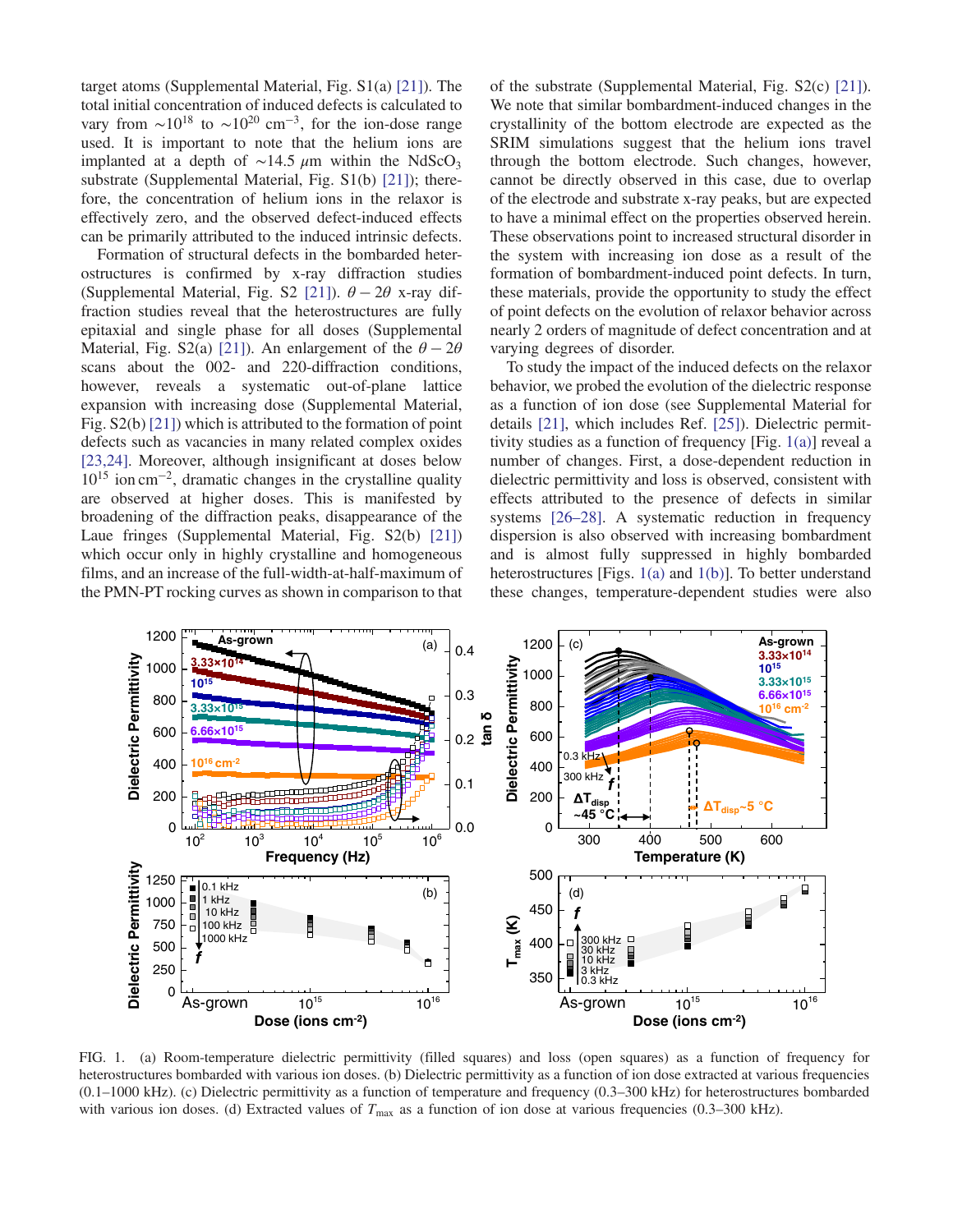target atoms (Supplemental Material, Fig. S1(a) [21]). The total initial concentration of induced defects is calculated to vary from $\sim10^{18}$ to $\sim10^{20}$ $\mathrm{cm}^{-3}$, for the ion-dose range used. It is important to note that the helium ions are implanted at a depth of $\sim$14.5 $\mu$m within the $NdScO_3$ substrate (Supplemental Material, Fig. S1(b) [21]); therefore, the concentration of helium ions in the relaxor is effectively zero, and the observed defect-induced effects can be primarily attributed to the induced intrinsic defects.

Formation of structural defects in the bombarded heterostructures is confirmed by x-ray diffraction studies (Supplemental Material, Fig. S2 [21]). $\theta - 2\theta$ x-ray diffraction studies reveal that the heterostructures are fully epitaxial and single phase for all doses (Supplemental Material, Fig. S2(a) [21]). An enlargement of the $\theta - 2\theta$ scans about the 002- and 220-diffraction conditions, however, reveals a systematic out-of-plane lattice expansion with increasing dose (Supplemental Material, Fig. S2(b) [21]) which is attributed to the formation of point defects such as vacancies in many related complex oxides [23,24]. Moreover, although insignificant at doses below $10^{15}$ ion $\mathrm{cm}^{-2}$, dramatic changes in the crystalline quality are observed at higher doses. This is manifested by broadening of the diffraction peaks, disappearance of the Laue fringes (Supplemental Material, Fig. S2(b) [21]) which occur only in highly crystalline and homogeneous films, and an increase of the full-width-at-half-maximum of the PMN-PT rocking curves as shown in comparison to that of the substrate (Supplemental Material, Fig. S2(c) [21]). We note that similar bombardment-induced changes in the crystallinity of the bottom electrode are expected as the SRIM simulations suggest that the helium ions travel through the bottom electrode. Such changes, however, cannot be directly observed in this case, due to overlap of the electrode and substrate x-ray peaks, but are expected to have a minimal effect on the properties observed herein. These observations point to increased structural disorder in the system with increasing ion dose as a result of the formation of bombardment-induced point defects. In turn, these materials, provide the opportunity to study the effect of point defects on the evolution of relaxor behavior across nearly 2 orders of magnitude of defect concentration and at varying degrees of disorder.

To study the impact of the induced defects on the relaxor behavior, we probed the evolution of the dielectric response as a function of ion dose (see Supplemental Material for details [21], which includes Ref. [25]). Dielectric permittivity studies as a function of frequency [Fig. 1(a)] reveal a number of changes. First, a dose-dependent reduction in dielectric permittivity and loss is observed, consistent with effects attributed to the presence of defects in similar systems [26–28]. A systematic reduction in frequency dispersion is also observed with increasing bombardment and is almost fully suppressed in highly bombarded heterostructures [Figs. 1(a) and 1(b)]. To better understand these changes, temperature-dependent studies were also

FIG. 1. (a) Room-temperature dielectric permittivity (filled squares) and loss (open squares) as a function of frequency for heterostructures bombarded with various ion doses. (b) Dielectric permittivity as a function of ion dose extracted at various frequencies (0.1–1000 kHz). (c) Dielectric permittivity as a function of temperature and frequency (0.3–300 kHz) for heterostructures bombarded with various ion doses. (d) Extracted values of $T_{\mathrm{max}}$ as a function of ion dose at various frequencies (0.3–300 kHz).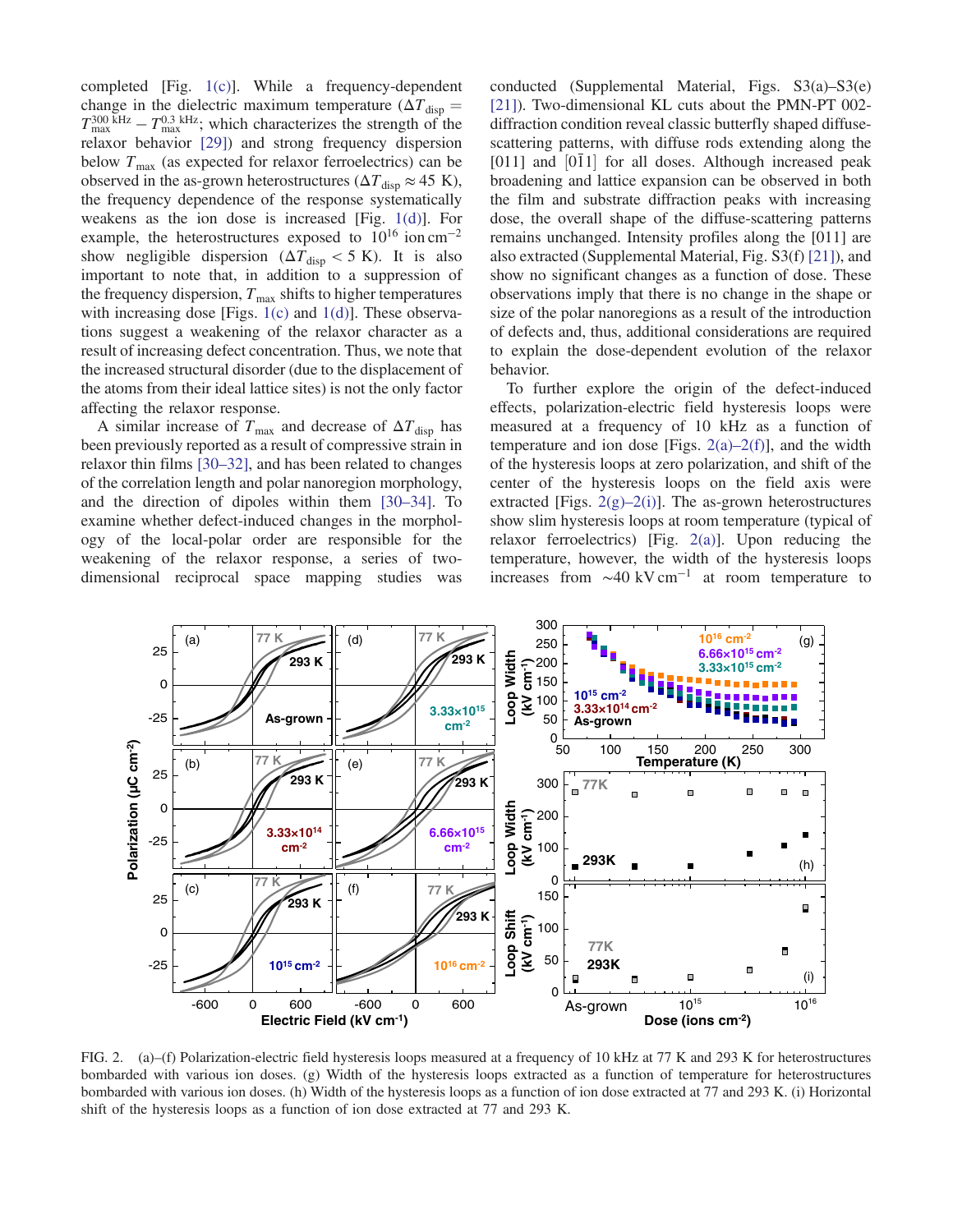completed [Fig. 1(c)]. While a frequency-dependent change in the dielectric maximum temperature ($\Delta T_{\mathrm{disp}} = T_{\max}^{300\ \mathrm{kHz}} - T_{\max}^{0.3\ \mathrm{kHz}}$; which characterizes the strength of the relaxor behavior [29]) and strong frequency dispersion below $T_{\max}$ (as expected for relaxor ferroelectrics) can be observed in the as-grown heterostructures ($\Delta T_{\mathrm{disp}} \approx 45$ K), the frequency dependence of the response systematically weakens as the ion dose is increased [Fig. 1(d)]. For example, the heterostructures exposed to $10^{16}$ ion cm$^{-2}$ show negligible dispersion ($\Delta T_{\mathrm{disp}} < 5$ K). It is also important to note that, in addition to a suppression of the frequency dispersion, $T_{\max}$ shifts to higher temperatures with increasing dose [Figs. 1(c) and 1(d)]. These observations suggest a weakening of the relaxor character as a result of increasing defect concentration. Thus, we note that the increased structural disorder (due to the displacement of the atoms from their ideal lattice sites) is not the only factor affecting the relaxor response.

A similar increase of $T_{\max}$ and decrease of $\Delta T_{\mathrm{disp}}$ has been previously reported as a result of compressive strain in relaxor thin films [30–32], and has been related to changes of the correlation length and polar nanoregion morphology, and the direction of dipoles within them [30–34]. To examine whether defect-induced changes in the morphology of the local-polar order are responsible for the weakening of the relaxor response, a series of two-dimensional reciprocal space mapping studies was conducted (Supplemental Material, Figs. S3(a)–S3(e) [21]). Two-dimensional KL cuts about the PMN-PT 002-diffraction condition reveal classic butterfly shaped diffuse-scattering patterns, with diffuse rods extending along the [011] and [0$\bar{1}$1] for all doses. Although increased peak broadening and lattice expansion can be observed in both the film and substrate diffraction peaks with increasing dose, the overall shape of the diffuse-scattering patterns remains unchanged. Intensity profiles along the [011] are also extracted (Supplemental Material, Fig. S3(f) [21]), and show no significant changes as a function of dose. These observations imply that there is no change in the shape or size of the polar nanoregions as a result of the introduction of defects and, thus, additional considerations are required to explain the dose-dependent evolution of the relaxor behavior.

To further explore the origin of the defect-induced effects, polarization-electric field hysteresis loops were measured at a frequency of 10 kHz as a function of temperature and ion dose [Figs. 2(a)–2(f)], and the width of the hysteresis loops at zero polarization, and shift of the center of the hysteresis loops on the field axis were extracted [Figs. 2(g)–2(i)]. The as-grown heterostructures show slim hysteresis loops at room temperature (typical of relaxor ferroelectrics) [Fig. 2(a)]. Upon reducing the temperature, however, the width of the hysteresis loops increases from $\sim$40 kV cm$^{-1}$ at room temperature to

FIG. 2. (a)–(f) Polarization-electric field hysteresis loops measured at a frequency of 10 kHz at 77 K and 293 K for heterostructures bombarded with various ion doses. (g) Width of the hysteresis loops extracted as a function of temperature for heterostructures bombarded with various ion doses. (h) Width of the hysteresis loops as a function of ion dose extracted at 77 and 293 K. (i) Horizontal shift of the hysteresis loops as a function of ion dose extracted at 77 and 293 K.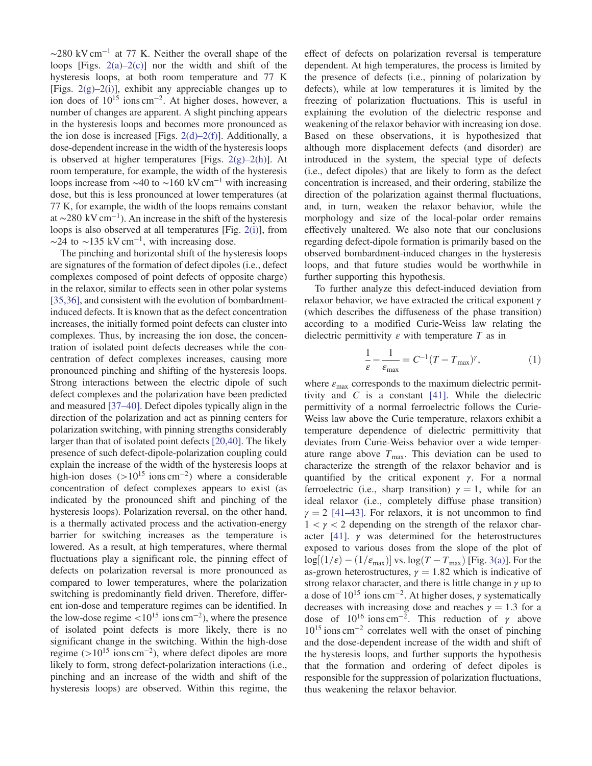~280 kV cm$^{-1}$ at 77 K. Neither the overall shape of the loops [Figs. 2(a)–2(c)] nor the width and shift of the hysteresis loops, at both room temperature and 77 K [Figs. 2(g)–2(i)], exhibit any appreciable changes up to ion does of $10^{15}$ ions cm$^{-2}$. At higher doses, however, a number of changes are apparent. A slight pinching appears in the hysteresis loops and becomes more pronounced as the ion dose is increased [Figs. 2(d)–2(f)]. Additionally, a dose-dependent increase in the width of the hysteresis loops is observed at higher temperatures [Figs. 2(g)–2(h)]. At room temperature, for example, the width of the hysteresis loops increase from ~40 to ~160 kV cm$^{-1}$ with increasing dose, but this is less pronounced at lower temperatures (at 77 K, for example, the width of the loops remains constant at ~280 kV cm$^{-1}$). An increase in the shift of the hysteresis loops is also observed at all temperatures [Fig. 2(i)], from ~24 to ~135 kV cm$^{-1}$, with increasing dose.

The pinching and horizontal shift of the hysteresis loops are signatures of the formation of defect dipoles (i.e., defect complexes composed of point defects of opposite charge) in the relaxor, similar to effects seen in other polar systems [35,36], and consistent with the evolution of bombardment-induced defects. It is known that as the defect concentration increases, the initially formed point defects can cluster into complexes. Thus, by increasing the ion dose, the concentration of isolated point defects decreases while the concentration of defect complexes increases, causing more pronounced pinching and shifting of the hysteresis loops. Strong interactions between the electric dipole of such defect complexes and the polarization have been predicted and measured [37–40]. Defect dipoles typically align in the direction of the polarization and act as pinning centers for polarization switching, with pinning strengths considerably larger than that of isolated point defects [20,40]. The likely presence of such defect-dipole-polarization coupling could explain the increase of the width of the hysteresis loops at high-ion doses ($>10^{15}$ ions cm$^{-2}$) where a considerable concentration of defect complexes appears to exist (as indicated by the pronounced shift and pinching of the hysteresis loops). Polarization reversal, on the other hand, is a thermally activated process and the activation-energy barrier for switching increases as the temperature is lowered. As a result, at high temperatures, where thermal fluctuations play a significant role, the pinning effect of defects on polarization reversal is more pronounced as compared to lower temperatures, where the polarization switching is predominantly field driven. Therefore, different ion-dose and temperature regimes can be identified. In the low-dose regime $<10^{15}$ ions cm$^{-2}$), where the presence of isolated point defects is more likely, there is no significant change in the switching. Within the high-dose regime ($>10^{15}$ ions cm$^{-2}$), where defect dipoles are more likely to form, strong defect-polarization interactions (i.e., pinching and an increase of the width and shift of the hysteresis loops) are observed. Within this regime, the effect of defects on polarization reversal is temperature dependent. At high temperatures, the process is limited by the presence of defects (i.e., pinning of polarization by defects), while at low temperatures it is limited by the freezing of polarization fluctuations. This is useful in explaining the evolution of the dielectric response and weakening of the relaxor behavior with increasing ion dose. Based on these observations, it is hypothesized that although more displacement defects (and disorder) are introduced in the system, the special type of defects (i.e., defect dipoles) that are likely to form as the defect concentration is increased, and their ordering, stabilize the direction of the polarization against thermal fluctuations, and, in turn, weaken the relaxor behavior, while the morphology and size of the local-polar order remains effectively unaltered. We also note that our conclusions regarding defect-dipole formation is primarily based on the observed bombardment-induced changes in the hysteresis loops, and that future studies would be worthwhile in further supporting this hypothesis.

To further analyze this defect-induced deviation from relaxor behavior, we have extracted the critical exponent $\gamma$ (which describes the diffuseness of the phase transition) according to a modified Curie-Weiss law relating the dielectric permittivity $\varepsilon$ with temperature $T$ as in

$$\frac{1}{\varepsilon} - \frac{1}{\varepsilon_{\max}} = C^{-1}(T - T_{\max})^{\gamma}, \tag{1}$$

where $\varepsilon_{\max}$ corresponds to the maximum dielectric permittivity and $C$ is a constant [41]. While the dielectric permittivity of a normal ferroelectric follows the Curie-Weiss law above the Curie temperature, relaxors exhibit a temperature dependence of dielectric permittivity that deviates from Curie-Weiss behavior over a wide temperature range above $T_{\max}$. This deviation can be used to characterize the strength of the relaxor behavior and is quantified by the critical exponent $\gamma$. For a normal ferroelectric (i.e., sharp transition) $\gamma = 1$, while for an ideal relaxor (i.e., completely diffuse phase transition) $\gamma = 2$ [41–43]. For relaxors, it is not uncommon to find $1 < \gamma < 2$ depending on the strength of the relaxor character [41]. $\gamma$ was determined for the heterostructures exposed to various doses from the slope of the plot of $\log[(1/\varepsilon) - (1/\varepsilon_{\max})]$ vs. $\log(T - T_{\max})$ [Fig. 3(a)]. For the as-grown heterostructures, $\gamma = 1.82$ which is indicative of strong relaxor character, and there is little change in $\gamma$ up to a dose of $10^{15}$ ions cm$^{-2}$. At higher doses, $\gamma$ systematically decreases with increasing dose and reaches $\gamma = 1.3$ for a dose of $10^{16}$ ions cm$^{-2}$. This reduction of $\gamma$ above $10^{15}$ ions cm$^{-2}$ correlates well with the onset of pinching and the dose-dependent increase of the width and shift of the hysteresis loops, and further supports the hypothesis that the formation and ordering of defect dipoles is responsible for the suppression of polarization fluctuations, thus weakening the relaxor behavior.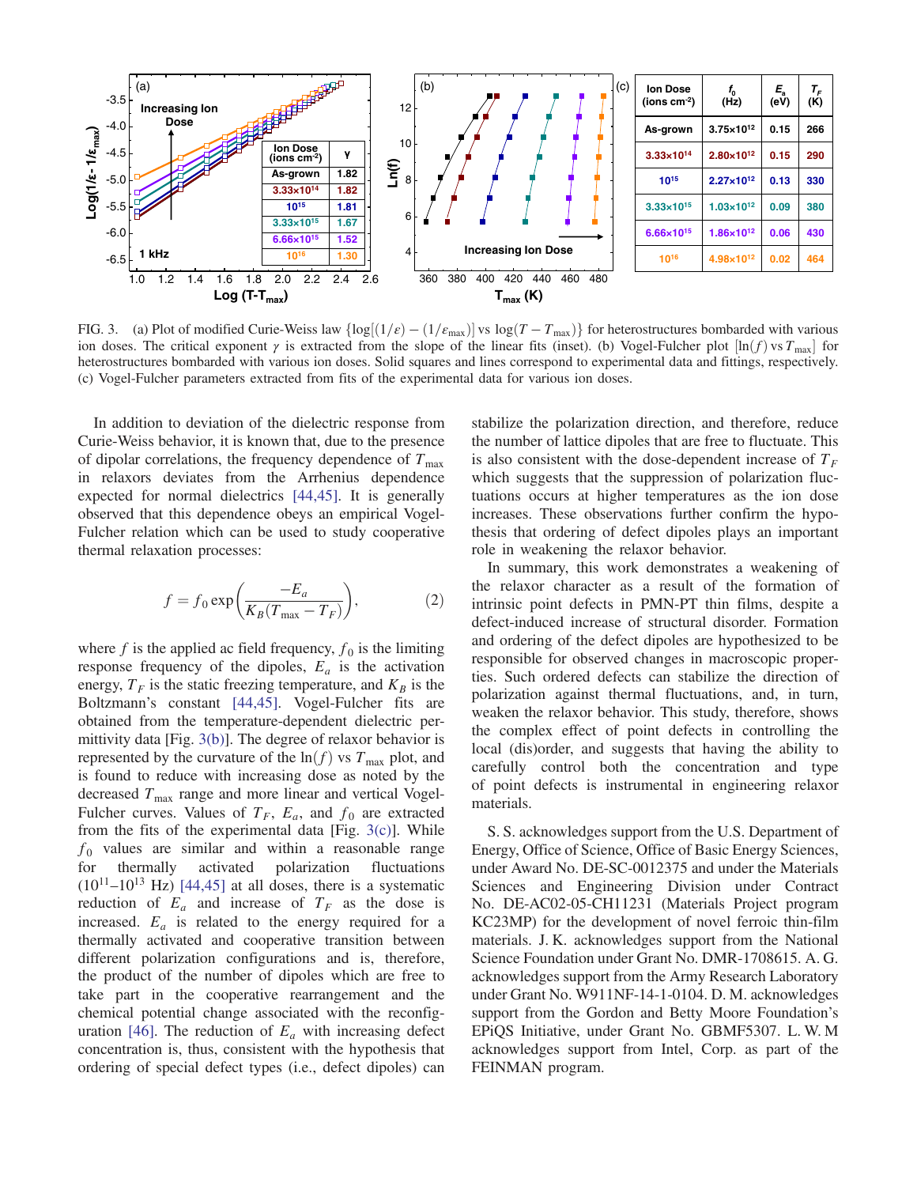FIG. 3. (a) Plot of modified Curie-Weiss law $\{\log[(1/\varepsilon) - (1/\varepsilon_{\max})]$ vs $\log(T - T_{\max})\}$ for heterostructures bombarded with various ion doses. The critical exponent $\gamma$ is extracted from the slope of the linear fits (inset). (b) Vogel-Fulcher plot $[\ln(f)$ vs $T_{\max}]$ for heterostructures bombarded with various ion doses. Solid squares and lines correspond to experimental data and fittings, respectively. (c) Vogel-Fulcher parameters extracted from fits of the experimental data for various ion doses.

In addition to deviation of the dielectric response from Curie-Weiss behavior, it is known that, due to the presence of dipolar correlations, the frequency dependence of $T_{\max}$ in relaxors deviates from the Arrhenius dependence expected for normal dielectrics [44,45]. It is generally observed that this dependence obeys an empirical Vogel-Fulcher relation which can be used to study cooperative thermal relaxation processes:

$$f = f_0 \exp\left(\frac{-E_a}{K_B(T_{\max} - T_F)}\right), \tag{2}$$

where $f$ is the applied ac field frequency, $f_0$ is the limiting response frequency of the dipoles, $E_a$ is the activation energy, $T_F$ is the static freezing temperature, and $K_B$ is the Boltzmann's constant [44,45]. Vogel-Fulcher fits are obtained from the temperature-dependent dielectric permittivity data [Fig. 3(b)]. The degree of relaxor behavior is represented by the curvature of the $\ln(f)$ vs $T_{\max}$ plot, and is found to reduce with increasing dose as noted by the decreased $T_{\max}$ range and more linear and vertical Vogel-Fulcher curves. Values of $T_F$, $E_a$, and $f_0$ are extracted from the fits of the experimental data [Fig. 3(c)]. While $f_0$ values are similar and within a reasonable range for thermally activated polarization fluctuations ($10^{11}$–$10^{13}$ Hz) [44,45] at all doses, there is a systematic reduction of $E_a$ and increase of $T_F$ as the dose is increased. $E_a$ is related to the energy required for a thermally activated and cooperative transition between different polarization configurations and is, therefore, the product of the number of dipoles which are free to take part in the cooperative rearrangement and the chemical potential change associated with the reconfiguration [46]. The reduction of $E_a$ with increasing defect concentration is, thus, consistent with the hypothesis that ordering of special defect types (i.e., defect dipoles) can stabilize the polarization direction, and therefore, reduce the number of lattice dipoles that are free to fluctuate. This is also consistent with the dose-dependent increase of $T_F$ which suggests that the suppression of polarization fluctuations occurs at higher temperatures as the ion dose increases. These observations further confirm the hypothesis that ordering of defect dipoles plays an important role in weakening the relaxor behavior.

In summary, this work demonstrates a weakening of the relaxor character as a result of the formation of intrinsic point defects in PMN-PT thin films, despite a defect-induced increase of structural disorder. Formation and ordering of the defect dipoles are hypothesized to be responsible for observed changes in macroscopic properties. Such ordered defects can stabilize the direction of polarization against thermal fluctuations, and, in turn, weaken the relaxor behavior. This study, therefore, shows the complex effect of point defects in controlling the local (dis)order, and suggests that having the ability to carefully control both the concentration and type of point defects is instrumental in engineering relaxor materials.

S. S. acknowledges support from the U.S. Department of Energy, Office of Science, Office of Basic Energy Sciences, under Award No. DE-SC-0012375 and under the Materials Sciences and Engineering Division under Contract No. DE-AC02-05-CH11231 (Materials Project program KC23MP) for the development of novel ferroic thin-film materials. J. K. acknowledges support from the National Science Foundation under Grant No. DMR-1708615. A. G. acknowledges support from the Army Research Laboratory under Grant No. W911NF-14-1-0104. D. M. acknowledges support from the Gordon and Betty Moore Foundation's EPiQS Initiative, under Grant No. GBMF5307. L. W. M acknowledges support from Intel, Corp. as part of the FEINMAN program.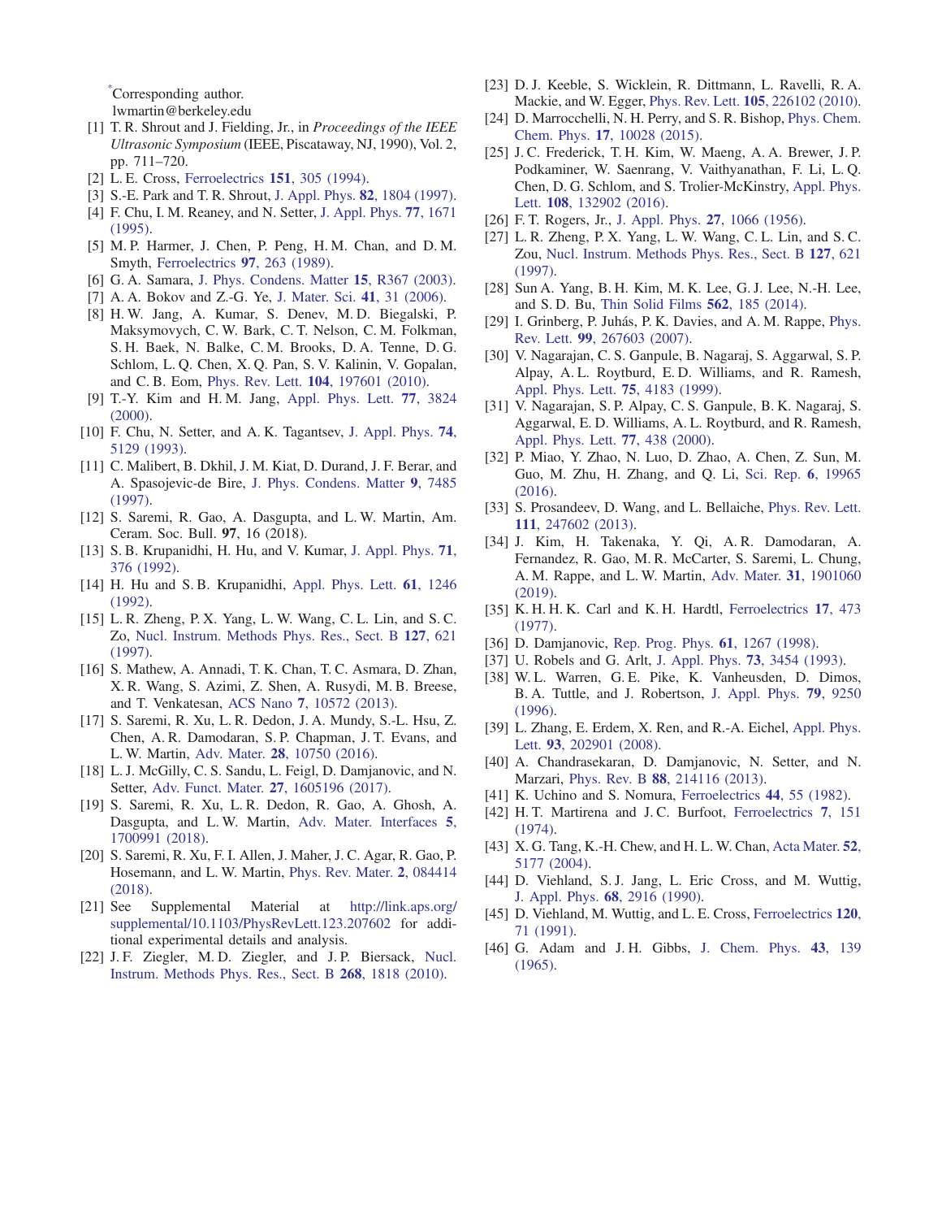*Corresponding author.
lwmartin@berkeley.edu

[1] T. R. Shrout and J. Fielding, Jr., in *Proceedings of the IEEE Ultrasonic Symposium* (IEEE, Piscataway, NJ, 1990), Vol. 2, pp. 711–720.

[2] L. E. Cross, Ferroelectrics **151**, 305 (1994).

[3] S.-E. Park and T. R. Shrout, J. Appl. Phys. **82**, 1804 (1997).

[4] F. Chu, I. M. Reaney, and N. Setter, J. Appl. Phys. **77**, 1671 (1995).

[5] M. P. Harmer, J. Chen, P. Peng, H. M. Chan, and D. M. Smyth, Ferroelectrics **97**, 263 (1989).

[6] G. A. Samara, J. Phys. Condens. Matter **15**, R367 (2003).

[7] A. A. Bokov and Z.-G. Ye, J. Mater. Sci. **41**, 31 (2006).

[8] H. W. Jang, A. Kumar, S. Denev, M. D. Biegalski, P. Maksymovych, C. W. Bark, C. T. Nelson, C. M. Folkman, S. H. Baek, N. Balke, C. M. Brooks, D. A. Tenne, D. G. Schlom, L. Q. Chen, X. Q. Pan, S. V. Kalinin, V. Gopalan, and C. B. Eom, Phys. Rev. Lett. **104**, 197601 (2010).

[9] T.-Y. Kim and H. M. Jang, Appl. Phys. Lett. **77**, 3824 (2000).

[10] F. Chu, N. Setter, and A. K. Tagantsev, J. Appl. Phys. **74**, 5129 (1993).

[11] C. Malibert, B. Dkhil, J. M. Kiat, D. Durand, J. F. Berar, and A. Spasojevic-de Bire, J. Phys. Condens. Matter **9**, 7485 (1997).

[12] S. Saremi, R. Gao, A. Dasgupta, and L. W. Martin, Am. Ceram. Soc. Bull. **97**, 16 (2018).

[13] S. B. Krupanidhi, H. Hu, and V. Kumar, J. Appl. Phys. **71**, 376 (1992).

[14] H. Hu and S. B. Krupanidhi, Appl. Phys. Lett. **61**, 1246 (1992).

[15] L. R. Zheng, P. X. Yang, L. W. Wang, C. L. Lin, and S. C. Zo, Nucl. Instrum. Methods Phys. Res., Sect. B **127**, 621 (1997).

[16] S. Mathew, A. Annadi, T. K. Chan, T. C. Asmara, D. Zhan, X. R. Wang, S. Azimi, Z. Shen, A. Rusydi, M. B. Breese, and T. Venkatesan, ACS Nano **7**, 10572 (2013).

[17] S. Saremi, R. Xu, L. R. Dedon, J. A. Mundy, S.-L. Hsu, Z. Chen, A. R. Damodaran, S. P. Chapman, J. T. Evans, and L. W. Martin, Adv. Mater. **28**, 10750 (2016).

[18] L. J. McGilly, C. S. Sandu, L. Feigl, D. Damjanovic, and N. Setter, Adv. Funct. Mater. **27**, 1605196 (2017).

[19] S. Saremi, R. Xu, L. R. Dedon, R. Gao, A. Ghosh, A. Dasgupta, and L. W. Martin, Adv. Mater. Interfaces **5**, 1700991 (2018).

[20] S. Saremi, R. Xu, F. I. Allen, J. Maher, J. C. Agar, R. Gao, P. Hosemann, and L. W. Martin, Phys. Rev. Mater. **2**, 084414 (2018).

[21] See Supplemental Material at http://link.aps.org/supplemental/10.1103/PhysRevLett.123.207602 for additional experimental details and analysis.

[22] J. F. Ziegler, M. D. Ziegler, and J. P. Biersack, Nucl. Instrum. Methods Phys. Res., Sect. B **268**, 1818 (2010).

[23] D. J. Keeble, S. Wicklein, R. Dittmann, L. Ravelli, R. A. Mackie, and W. Egger, Phys. Rev. Lett. **105**, 226102 (2010).

[24] D. Marrocchelli, N. H. Perry, and S. R. Bishop, Phys. Chem. Chem. Phys. **17**, 10028 (2015).

[25] J. C. Frederick, T. H. Kim, W. Maeng, A. A. Brewer, J. P. Podkaminer, W. Saenrang, V. Vaithyanathan, F. Li, L. Q. Chen, D. G. Schlom, and S. Trolier-McKinstry, Appl. Phys. Lett. **108**, 132902 (2016).

[26] F. T. Rogers, Jr., J. Appl. Phys. **27**, 1066 (1956).

[27] L. R. Zheng, P. X. Yang, L. W. Wang, C. L. Lin, and S. C. Zou, Nucl. Instrum. Methods Phys. Res., Sect. B **127**, 621 (1997).

[28] Sun A. Yang, B. H. Kim, M. K. Lee, G. J. Lee, N.-H. Lee, and S. D. Bu, Thin Solid Films **562**, 185 (2014).

[29] I. Grinberg, P. Juhás, P. K. Davies, and A. M. Rappe, Phys. Rev. Lett. **99**, 267603 (2007).

[30] V. Nagarajan, C. S. Ganpule, B. Nagaraj, S. Aggarwal, S. P. Alpay, A. L. Roytburd, E. D. Williams, and R. Ramesh, Appl. Phys. Lett. **75**, 4183 (1999).

[31] V. Nagarajan, S. P. Alpay, C. S. Ganpule, B. K. Nagaraj, S. Aggarwal, E. D. Williams, A. L. Roytburd, and R. Ramesh, Appl. Phys. Lett. **77**, 438 (2000).

[32] P. Miao, Y. Zhao, N. Luo, D. Zhao, A. Chen, Z. Sun, M. Guo, M. Zhu, H. Zhang, and Q. Li, Sci. Rep. **6**, 19965 (2016).

[33] S. Prosandeev, D. Wang, and L. Bellaiche, Phys. Rev. Lett. **111**, 247602 (2013).

[34] J. Kim, H. Takenaka, Y. Qi, A. R. Damodaran, A. Fernandez, R. Gao, M. R. McCarter, S. Saremi, L. Chung, A. M. Rappe, and L. W. Martin, Adv. Mater. **31**, 1901060 (2019).

[35] K. H. H. K. Carl and K. H. Hardtl, Ferroelectrics **17**, 473 (1977).

[36] D. Damjanovic, Rep. Prog. Phys. **61**, 1267 (1998).

[37] U. Robels and G. Arlt, J. Appl. Phys. **73**, 3454 (1993).

[38] W. L. Warren, G. E. Pike, K. Vanheusden, D. Dimos, B. A. Tuttle, and J. Robertson, J. Appl. Phys. **79**, 9250 (1996).

[39] L. Zhang, E. Erdem, X. Ren, and R.-A. Eichel, Appl. Phys. Lett. **93**, 202901 (2008).

[40] A. Chandrasekaran, D. Damjanovic, N. Setter, and N. Marzari, Phys. Rev. B **88**, 214116 (2013).

[41] K. Uchino and S. Nomura, Ferroelectrics **44**, 55 (1982).

[42] H. T. Martirena and J. C. Burfoot, Ferroelectrics **7**, 151 (1974).

[43] X. G. Tang, K.-H. Chew, and H. L. W. Chan, Acta Mater. **52**, 5177 (2004).

[44] D. Viehland, S. J. Jang, L. Eric Cross, and M. Wuttig, J. Appl. Phys. **68**, 2916 (1990).

[45] D. Viehland, M. Wuttig, and L. E. Cross, Ferroelectrics **120**, 71 (1991).

[46] G. Adam and J. H. Gibbs, J. Chem. Phys. **43**, 139 (1965).